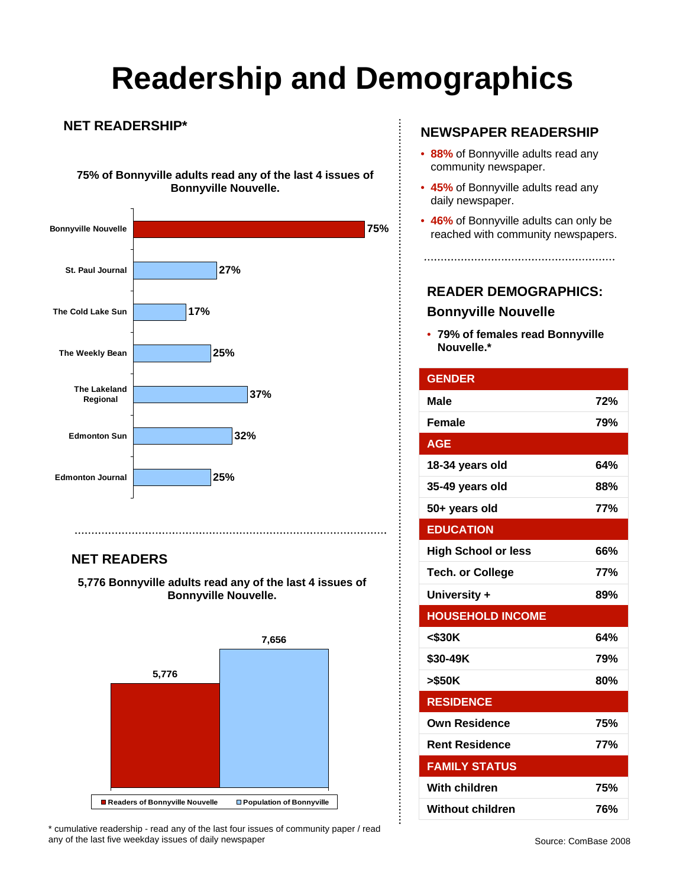# Readership and Demographics

## NET READERSHIP*

**75% of Bonnyville adults read any of the last 4 issues of Bonnyville Nouvelle.**

| Newspaper | Readership |
|---|---|
| Bonnyville Nouvelle | 75% |
| St. Paul Journal | 27% |
| The Cold Lake Sun | 17% |
| The Weekly Bean | 25% |
| The Lakeland Regional | 37% |
| Edmonton Sun | 32% |
| Edmonton Journal | 25% |

## NET READERS

**5,776 Bonnyville adults read any of the last 4 issues of Bonnyville Nouvelle.**

| | Count |
|---|---|
| Readers of Bonnyville Nouvelle | 5,776 |
| Population of Bonnyville | 7,656 |

\* cumulative readership - read any of the last four issues of community paper / read any of the last five weekday issues of daily newspaper

## NEWSPAPER READERSHIP

- **88%** of Bonnyville adults read any community newspaper.
- **45%** of Bonnyville adults read any daily newspaper.
- **46%** of Bonnyville adults can only be reached with community newspapers.

## READER DEMOGRAPHICS: Bonnyville Nouvelle

- **79% of females read Bonnyville Nouvelle.***

| GENDER | |
|---|---|
| Male | 72% |
| Female | 79% |
| **AGE** | |
| 18-34 years old | 64% |
| 35-49 years old | 88% |
| 50+ years old | 77% |
| **EDUCATION** | |
| High School or less | 66% |
| Tech. or College | 77% |
| University + | 89% |
| **HOUSEHOLD INCOME** | |
| <$30K | 64% |
| $30-49K | 79% |
| >$50K | 80% |
| **RESIDENCE** | |
| Own Residence | 75% |
| Rent Residence | 77% |
| **FAMILY STATUS** | |
| With children | 75% |
| Without children | 76% |

Source: ComBase 2008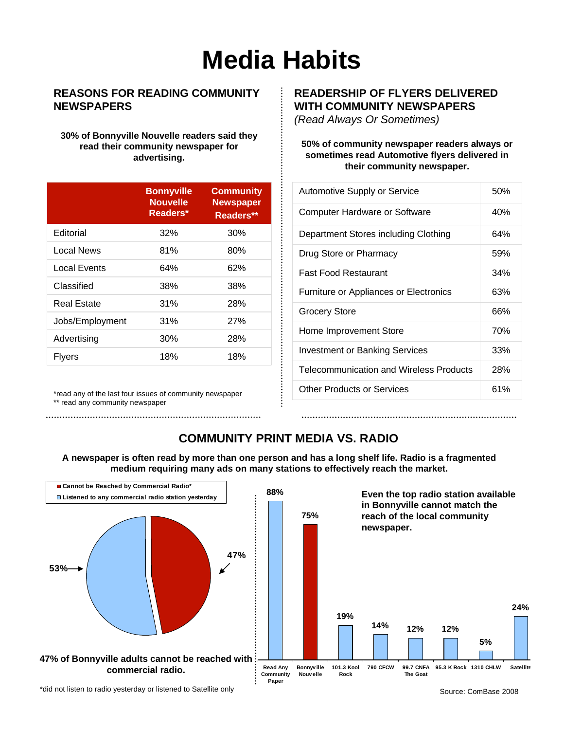# Media Habits

## REASONS FOR READING COMMUNITY NEWSPAPERS

**30% of Bonnyville Nouvelle readers said they read their community newspaper for advertising.**

| | Bonnyville Nouvelle Readers* | Community Newspaper Readers** |
|---|---|---|
| Editorial | 32% | 30% |
| Local News | 81% | 80% |
| Local Events | 64% | 62% |
| Classified | 38% | 38% |
| Real Estate | 31% | 28% |
| Jobs/Employment | 31% | 27% |
| Advertising | 30% | 28% |
| Flyers | 18% | 18% |

*read any of the last four issues of community newspaper
** read any community newspaper

## READERSHIP OF FLYERS DELIVERED WITH COMMUNITY NEWSPAPERS

*(Read Always Or Sometimes)*

**50% of community newspaper readers always or sometimes read Automotive flyers delivered in their community newspaper.**

| | |
|---|---|
| Automotive Supply or Service | 50% |
| Computer Hardware or Software | 40% |
| Department Stores including Clothing | 64% |
| Drug Store or Pharmacy | 59% |
| Fast Food Restaurant | 34% |
| Furniture or Appliances or Electronics | 63% |
| Grocery Store | 66% |
| Home Improvement Store | 70% |
| Investment or Banking Services | 33% |
| Telecommunication and Wireless Products | 28% |
| Other Products or Services | 61% |

## COMMUNITY PRINT MEDIA VS. RADIO

**A newspaper is often read by more than one person and has a long shelf life. Radio is a fragmented medium requiring many ads on many stations to effectively reach the market.**

Cannot be Reached by Commercial Radio*
Listened to any commercial radio station yesterday

53%
47%

**47% of Bonnyville adults cannot be reached with commercial radio.**

*did not listen to radio yesterday or listened to Satellite only

**Even the top radio station available in Bonnyville cannot match the reach of the local community newspaper.**

88% Read Any Community Paper
75% Bonnyville Nouvelle
19% 101.3 Kool Rock
14% 790 CFCW
12% 99.7 CNFA The Goat
12% 95.3 K Rock
5% 1310 CHLW
24% Satellite

Source: ComBase 2008